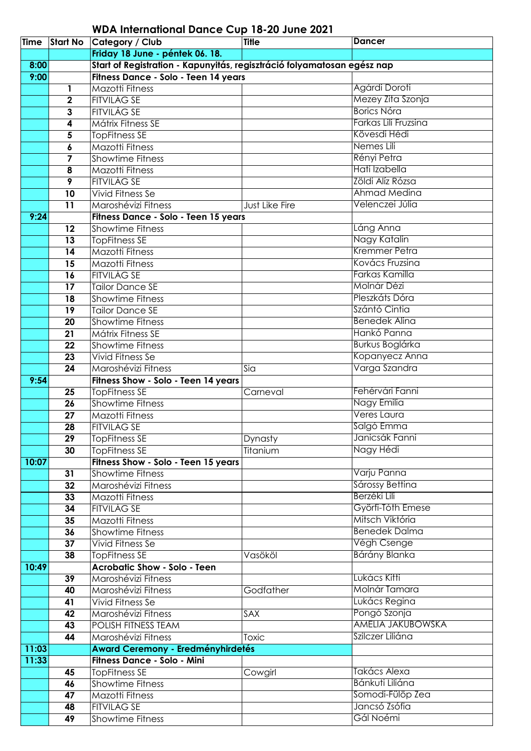# WDA International Dance Cup 18-20 June 2021

| Time | Start No | Category / Club | Title | Dancer |
|---|---|---|---|---|
| | | **Friday 18 June - péntek 06. 18.** | | |
| 8:00 | | **Start of Registration - Kapunyitás, regisztráció folyamatosan egész nap** | | |
| 9:00 | | **Fitness Dance - Solo - Teen 14 years** | | |
| | 1 | Mazotti Fitness | | Agárdi Doroti |
| | 2 | FITVILÁG SE | | Mezey Zita Szonja |
| | 3 | FITVILÁG SE | | Borics Nóra |
| | 4 | Mátrix Fitness SE | | Farkas Lili Fruzsina |
| | 5 | TopFitness SE | | Kövesdi Hédi |
| | 6 | Mazotti Fitness | | Nemes Lili |
| | 7 | Showtime Fitness | | Rényi Petra |
| | 8 | Mazotti Fitness | | Hati Izabella |
| | 9 | FITVILÁG SE | | Zöldi Alíz Rózsa |
| | 10 | Vivid Fitness Se | | Ahmad Medina |
| | 11 | Maroshévizi Fitness | Just Like Fire | Velenczei Júlia |
| 9:24 | | **Fitness Dance - Solo - Teen 15 years** | | |
| | 12 | Showtime Fitness | | Láng Anna |
| | 13 | TopFitness SE | | Nagy Katalin |
| | 14 | Mazotti Fitness | | Kremmer Petra |
| | 15 | Mazotti Fitness | | Kovács Fruzsina |
| | 16 | FITVILÁG SE | | Farkas Kamilla |
| | 17 | Tailor Dance SE | | Molnár Dézi |
| | 18 | Showtime Fitness | | Pleszkáts Dóra |
| | 19 | Tailor Dance SE | | Szántó Cintia |
| | 20 | Showtime Fitness | | Benedek Alina |
| | 21 | Mátrix Fitness SE | | Hankó Panna |
| | 22 | Showtime Fitness | | Burkus Boglárka |
| | 23 | Vivid Fitness Se | | Kopanyecz Anna |
| | 24 | Maroshévizi Fitness | Sia | Varga Szandra |
| 9:54 | | **Fitness Show - Solo - Teen 14 years** | | |
| | 25 | TopFitness SE | Carneval | Fehérvári Fanni |
| | 26 | Showtime Fitness | | Nagy Emilia |
| | 27 | Mazotti Fitness | | Veres Laura |
| | 28 | FITVILÁG SE | | Salgó Emma |
| | 29 | TopFitness SE | Dynasty | Janicsák Fanni |
| | 30 | TopFitness SE | Titanium | Nagy Hédi |
| 10:07 | | **Fitness Show - Solo - Teen 15 years** | | |
| | 31 | Showtime Fitness | | Varju Panna |
| | 32 | Maroshévizi Fitness | | Sárossy Bettina |
| | 33 | Mazotti Fitness | | Berzéki Lili |
| | 34 | FITVILÁG SE | | Győrfi-Tóth Emese |
| | 35 | Mazotti Fitness | | Mitsch Viktória |
| | 36 | Showtime Fitness | | Benedek Dalma |
| | 37 | Vivid Fitness Se | | Végh Csenge |
| | 38 | TopFitness SE | Vasököl | Bárány Blanka |
| 10:49 | | **Acrobatic Show - Solo - Teen** | | |
| | 39 | Maroshévizi Fitness | | Lukács Kitti |
| | 40 | Maroshévizi Fitness | Godfather | Molnár Tamara |
| | 41 | Vivid Fitness Se | | Lukács Regina |
| | 42 | Maroshévizi Fitness | SAX | Pongó Szonja |
| | 43 | POLISH FITNESS TEAM | | AMELIA JAKUBOWSKA |
| | 44 | Maroshévizi Fitness | Toxic | Szilczer Liliána |
| 11:03 | | **Award Ceremony - Eredményhirdetés** | | |
| 11:33 | | **Fitness Dance - Solo - Mini** | | |
| | 45 | TopFitness SE | Cowgirl | Takács Alexa |
| | 46 | Showtime Fitness | | Bánkuti Liliána |
| | 47 | Mazotti Fitness | | Somodi-Fülöp Zea |
| | 48 | FITVILÁG SE | | Jancsó Zsófia |
| | 49 | Showtime Fitness | | Gál Noémi |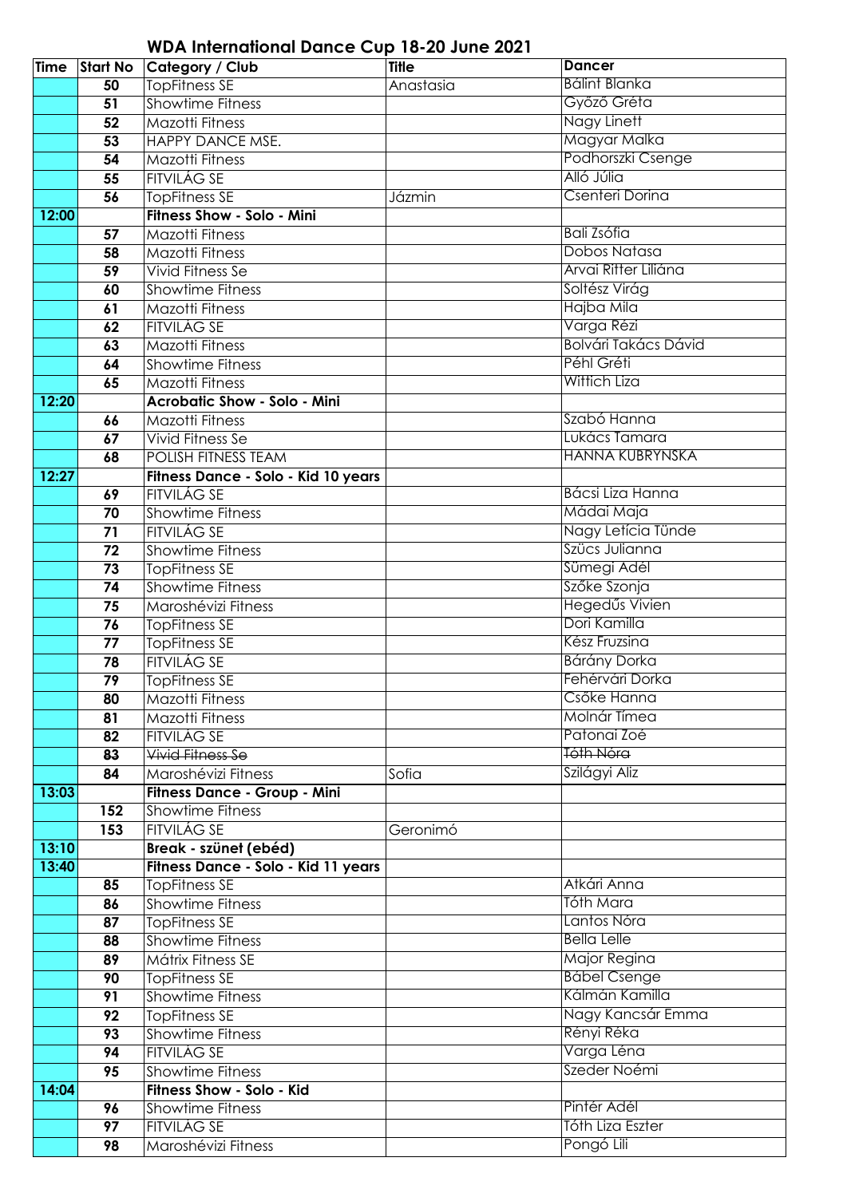## WDA International Dance Cup 18-20 June 2021

| Time | Start No | Category / Club | Title | Dancer |
|---|---|---|---|---|
| | 50 | TopFitness SE | Anastasia | Bálint Blanka |
| | 51 | Showtime Fitness | | Győző Gréta |
| | 52 | Mazotti Fitness | | Nagy Linett |
| | 53 | HAPPY DANCE MSE. | | Magyar Malka |
| | 54 | Mazotti Fitness | | Podhorszki Csenge |
| | 55 | FITVILÁG SE | | Alló Júlia |
| | 56 | TopFitness SE | Jázmin | Csenteri Dorina |
| 12:00 | | **Fitness Show - Solo - Mini** | | |
| | 57 | Mazotti Fitness | | Bali Zsófia |
| | 58 | Mazotti Fitness | | Dobos Natasa |
| | 59 | Vivid Fitness Se | | Arvai Ritter Liliána |
| | 60 | Showtime Fitness | | Soltész Virág |
| | 61 | Mazotti Fitness | | Hajba Mila |
| | 62 | FITVILÁG SE | | Varga Rézi |
| | 63 | Mazotti Fitness | | Bolvári Takács Dávid |
| | 64 | Showtime Fitness | | Péhl Gréti |
| | 65 | Mazotti Fitness | | Wittich Liza |
| 12:20 | | **Acrobatic Show - Solo - Mini** | | |
| | 66 | Mazotti Fitness | | Szabó Hanna |
| | 67 | Vivid Fitness Se | | Lukács Tamara |
| | 68 | POLISH FITNESS TEAM | | HANNA KUBRYNSKA |
| 12:27 | | **Fitness Dance - Solo - Kid 10 years** | | |
| | 69 | FITVILÁG SE | | Bácsi Liza Hanna |
| | 70 | Showtime Fitness | | Mádai Maja |
| | 71 | FITVILÁG SE | | Nagy Letícia Tünde |
| | 72 | Showtime Fitness | | Szücs Julianna |
| | 73 | TopFitness SE | | Sümegi Adél |
| | 74 | Showtime Fitness | | Szőke Szonja |
| | 75 | Maroshévizi Fitness | | Hegedűs Vivien |
| | 76 | TopFitness SE | | Dori Kamilla |
| | 77 | TopFitness SE | | Kész Fruzsina |
| | 78 | FITVILÁG SE | | Bárány Dorka |
| | 79 | TopFitness SE | | Fehérvári Dorka |
| | 80 | Mazotti Fitness | | Csőke Hanna |
| | 81 | Mazotti Fitness | | Molnár Tímea |
| | 82 | FITVILÁG SE | | Patonai Zoé |
| | ~~83~~ | ~~Vivid Fitness Se~~ | | ~~Tóth Nóra~~ |
| | 84 | Maroshévizi Fitness | Sofia | Szilágyi Aliz |
| 13:03 | | **Fitness Dance - Group - Mini** | | |
| | 152 | Showtime Fitness | | |
| | 153 | FITVILÁG SE | Geronimó | |
| 13:10 | | **Break - szünet (ebéd)** | | |
| 13:40 | | **Fitness Dance - Solo - Kid 11 years** | | |
| | 85 | TopFitness SE | | Atkári Anna |
| | 86 | Showtime Fitness | | Tóth Mara |
| | 87 | TopFitness SE | | Lantos Nóra |
| | 88 | Showtime Fitness | | Bella Lelle |
| | 89 | Mátrix Fitness SE | | Major Regina |
| | 90 | TopFitness SE | | Bábel Csenge |
| | 91 | Showtime Fitness | | Kálmán Kamilla |
| | 92 | TopFitness SE | | Nagy Kancsár Emma |
| | 93 | Showtime Fitness | | Rényi Réka |
| | 94 | FITVILÁG SE | | Varga Léna |
| | 95 | Showtime Fitness | | Szeder Noémi |
| 14:04 | | **Fitness Show - Solo - Kid** | | |
| | 96 | Showtime Fitness | | Pintér Adél |
| | 97 | FITVILÁG SE | | Tóth Liza Eszter |
| | 98 | Maroshévizi Fitness | | Pongó Lili |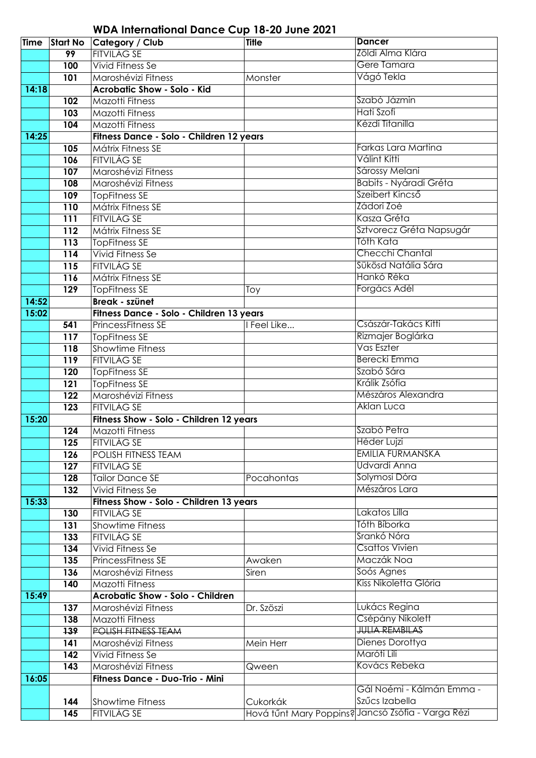## WDA International Dance Cup 18-20 June 2021

| Time | Start No | Category / Club | Title | Dancer |
|---|---|---|---|---|
| | 99 | FITVILÁG SE | | Zöldi Alma Klára |
| | 100 | Vivid Fitness Se | | Gere Tamara |
| | 101 | Maroshévizi Fitness | Monster | Vágó Tekla |
| 14:18 | | **Acrobatic Show - Solo - Kid** | | |
| | 102 | Mazotti Fitness | | Szabó Jázmin |
| | 103 | Mazotti Fitness | | Hati Szofi |
| | 104 | Mazotti Fitness | | Kézdi Titanilla |
| 14:25 | | **Fitness Dance - Solo - Children 12 years** | | |
| | 105 | Mátrix Fitness SE | | Farkas Lara Martina |
| | 106 | FITVILÁG SE | | Válint Kitti |
| | 107 | Maroshévizi Fitness | | Sárossy Melani |
| | 108 | Maroshévizi Fitness | | Babits - Nyáradi Gréta |
| | 109 | TopFitness SE | | Szeibert Kincső |
| | 110 | Mátrix Fitness SE | | Zádori Zoé |
| | 111 | FITVILÁG SE | | Kasza Gréta |
| | 112 | Mátrix Fitness SE | | Sztvorecz Gréta Napsugár |
| | 113 | TopFitness SE | | Tóth Kata |
| | 114 | Vivid Fitness Se | | Checchi Chantal |
| | 115 | FITVILÁG SE | | Sükösd Natália Sára |
| | 116 | Mátrix Fitness SE | | Hankó Réka |
| | 129 | TopFitness SE | Toy | Forgács Adél |
| 14:52 | | **Break - szünet** | | |
| 15:02 | | **Fitness Dance - Solo - Children 13 years** | | |
| | 541 | PrincessFitness SE | I Feel Like... | Császár-Takács Kitti |
| | 117 | TopFitness SE | | Rizmajer Boglárka |
| | 118 | Showtime Fitness | | Vas Eszter |
| | 119 | FITVILÁG SE | | Berecki Emma |
| | 120 | TopFitness SE | | Szabó Sára |
| | 121 | TopFitness SE | | Králik Zsófia |
| | 122 | Maroshévizi Fitness | | Mészáros Alexandra |
| | 123 | FITVILÁG SE | | Aklan Luca |
| 15:20 | | **Fitness Show - Solo - Children 12 years** | | |
| | 124 | Mazotti Fitness | | Szabó Petra |
| | 125 | FITVILÁG SE | | Héder Lujzi |
| | 126 | POLISH FITNESS TEAM | | EMILIA FURMANSKA |
| | 127 | FITVILÁG SE | | Udvardi Anna |
| | 128 | Tailor Dance SE | Pocahontas | Solymosi Dóra |
| | 132 | Vivid Fitness Se | | Mészáros Lara |
| 15:33 | | **Fitness Show - Solo - Children 13 years** | | |
| | 130 | FITVILÁG SE | | Lakatos Lilla |
| | 131 | Showtime Fitness | | Tóth Bíborka |
| | 133 | FITVILÁG SE | | Srankó Nóra |
| | 134 | Vivid Fitness Se | | Csattos Vivien |
| | 135 | PrincessFitness SE | Awaken | Maczák Noa |
| | 136 | Maroshévizi Fitness | Siren | Soós Agnes |
| | 140 | Mazotti Fitness | | Kiss Nikoletta Glória |
| 15:49 | | **Acrobatic Show - Solo - Children** | | |
| | 137 | Maroshévizi Fitness | Dr. Szöszi | Lukács Regina |
| | 138 | Mazotti Fitness | | Csépány Nikolett |
| | ~~139~~ | ~~POLISH FITNESS TEAM~~ | | ~~JULIA REMBILAS~~ |
| | 141 | Maroshévizi Fitness | Mein Herr | Dienes Dorottya |
| | 142 | Vivid Fitness Se | | Maróti Lili |
| | 143 | Maroshévizi Fitness | Qween | Kovács Rebeka |
| 16:05 | | **Fitness Dance - Duo-Trio - Mini** | | |
| | 144 | Showtime Fitness | Cukorkák | Gál Noémi - Kálmán Emma - Szűcs Izabella |
| | 145 | FITVILÁG SE | Hová tűnt Mary Poppins? | Jancsó Zsófia - Varga Rézi |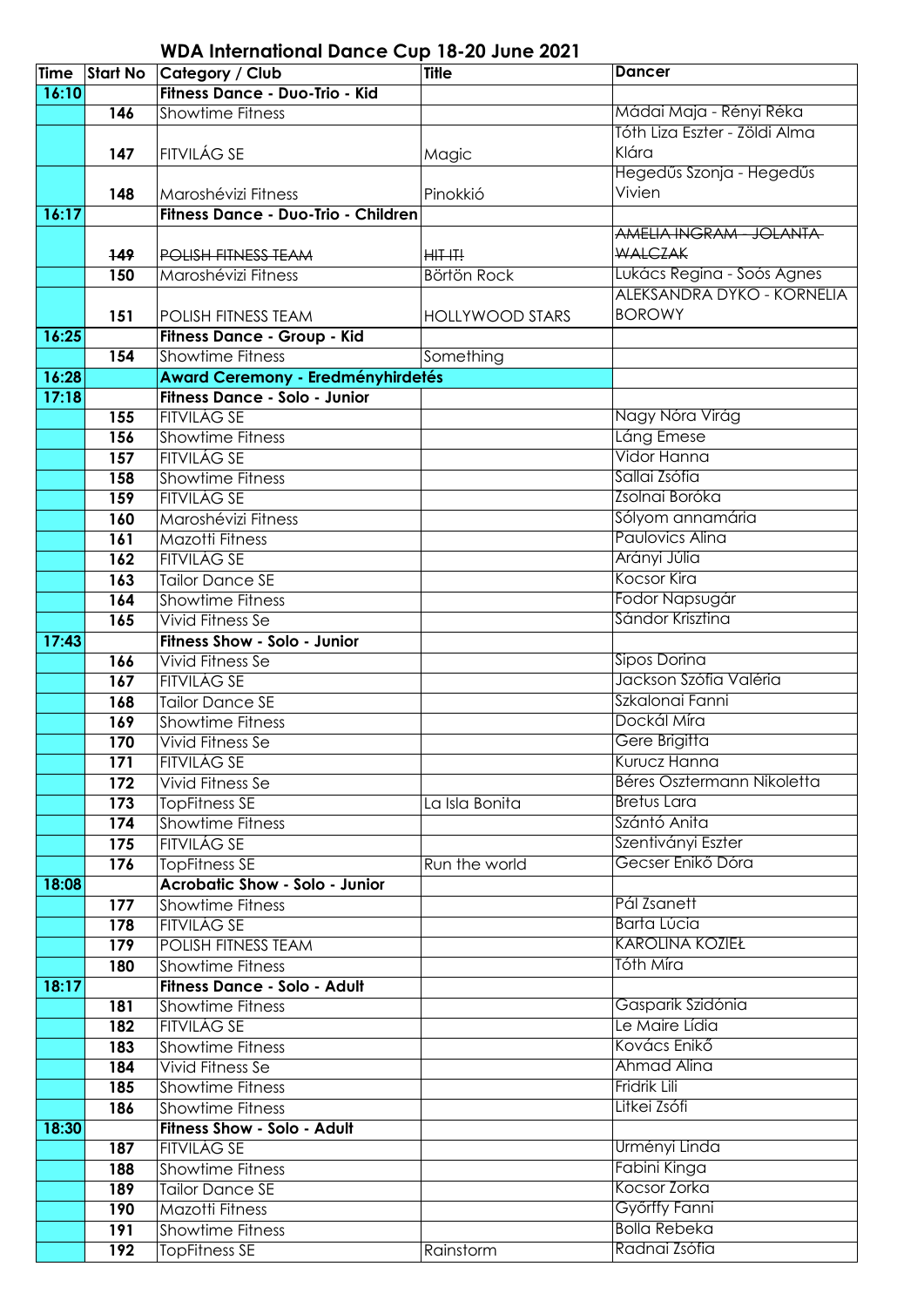# WDA International Dance Cup 18-20 June 2021

| Time | Start No | Category / Club | Title | Dancer |
|---|---|---|---|---|
| 16:10 | | **Fitness Dance - Duo-Trio - Kid** | | |
| | 146 | Showtime Fitness | | Mádai Maja - Rényi Réka |
| | 147 | FITVILÁG SE | Magic | Tóth Liza Eszter - Zöldi Alma Klára |
| | 148 | Maroshévizi Fitness | Pinokkió | Hegedűs Szonja - Hegedűs Vivien |
| 16:17 | | **Fitness Dance - Duo-Trio - Children** | | |
| | ~~149~~ | ~~POLISH FITNESS TEAM~~ | ~~HIT IT!~~ | ~~AMELIA INGRAM - JOLANTA WALCZAK~~ |
| | 150 | Maroshévizi Fitness | Börtön Rock | Lukács Regina - Soós Agnes |
| | 151 | POLISH FITNESS TEAM | HOLLYWOOD STARS | ALEKSANDRA DYKO - KORNELIA BOROWY |
| 16:25 | | **Fitness Dance - Group - Kid** | | |
| | 154 | Showtime Fitness | Something | |
| 16:28 | | **Award Ceremony - Eredményhirdetés** | | |
| 17:18 | | **Fitness Dance - Solo - Junior** | | |
| | 155 | FITVILÁG SE | | Nagy Nóra Virág |
| | 156 | Showtime Fitness | | Láng Emese |
| | 157 | FITVILÁG SE | | Vidor Hanna |
| | 158 | Showtime Fitness | | Sallai Zsófia |
| | 159 | FITVILÁG SE | | Zsolnai Boróka |
| | 160 | Maroshévizi Fitness | | Sólyom annamária |
| | 161 | Mazotti Fitness | | Paulovics Alina |
| | 162 | FITVILÁG SE | | Arányi Júlia |
| | 163 | Tailor Dance SE | | Kocsor Kira |
| | 164 | Showtime Fitness | | Fodor Napsugár |
| | 165 | Vivid Fitness Se | | Sándor Krisztina |
| 17:43 | | **Fitness Show - Solo - Junior** | | |
| | 166 | Vivid Fitness Se | | Sipos Dorina |
| | 167 | FITVILÁG SE | | Jackson Szófia Valéria |
| | 168 | Tailor Dance SE | | Szkalonai Fanni |
| | 169 | Showtime Fitness | | Dockál Míra |
| | 170 | Vivid Fitness Se | | Gere Brigitta |
| | 171 | FITVILÁG SE | | Kurucz Hanna |
| | 172 | Vivid Fitness Se | | Béres Osztermann Nikoletta |
| | 173 | TopFitness SE | La Isla Bonita | Bretus Lara |
| | 174 | Showtime Fitness | | Szántó Anita |
| | 175 | FITVILÁG SE | | Szentiványi Eszter |
| | 176 | TopFitness SE | Run the world | Gecser Enikő Dóra |
| 18:08 | | **Acrobatic Show - Solo - Junior** | | |
| | 177 | Showtime Fitness | | Pál Zsanett |
| | 178 | FITVILÁG SE | | Barta Lúcia |
| | 179 | POLISH FITNESS TEAM | | KAROLINA KOZIEŁ |
| | 180 | Showtime Fitness | | Tóth Míra |
| 18:17 | | **Fitness Dance - Solo - Adult** | | |
| | 181 | Showtime Fitness | | Gasparik Szidónia |
| | 182 | FITVILÁG SE | | Le Maire Lídia |
| | 183 | Showtime Fitness | | Kovács Enikő |
| | 184 | Vivid Fitness Se | | Ahmad Alina |
| | 185 | Showtime Fitness | | Fridrik Lili |
| | 186 | Showtime Fitness | | Litkei Zsófi |
| 18:30 | | **Fitness Show - Solo - Adult** | | |
| | 187 | FITVILÁG SE | | Urményi Linda |
| | 188 | Showtime Fitness | | Fabini Kinga |
| | 189 | Tailor Dance SE | | Kocsor Zorka |
| | 190 | Mazotti Fitness | | Győrffy Fanni |
| | 191 | Showtime Fitness | | Bolla Rebeka |
| | 192 | TopFitness SE | Rainstorm | Radnai Zsófia |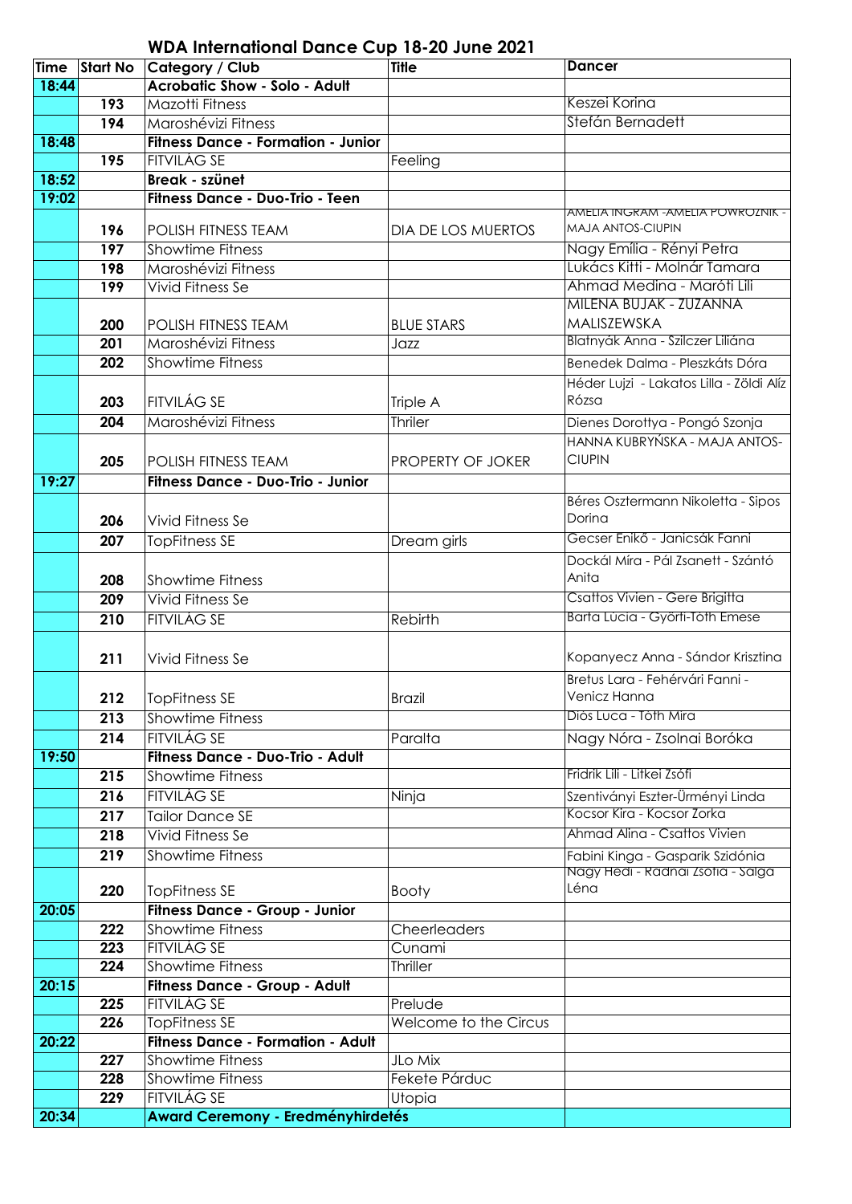## WDA International Dance Cup 18-20 June 2021

| Time | Start No | Category / Club | Title | Dancer |
|---|---|---|---|---|
| 18:44 | | **Acrobatic Show - Solo - Adult** | | |
| | 193 | Mazotti Fitness | | Keszei Korina |
| | 194 | Maroshévizi Fitness | | Stefán Bernadett |
| 18:48 | | **Fitness Dance - Formation - Junior** | | |
| | 195 | FITVILÁG SE | Feeling | |
| 18:52 | | **Break - szünet** | | |
| 19:02 | | **Fitness Dance - Duo-Trio - Teen** | | |
| | 196 | POLISH FITNESS TEAM | DIA DE LOS MUERTOS | AMELIA INGRAM -AMELIA POWROZNIK - MAJA ANTOS-CIUPIN |
| | 197 | Showtime Fitness | | Nagy Emília - Rényi Petra |
| | 198 | Maroshévizi Fitness | | Lukács Kitti - Molnár Tamara |
| | 199 | Vivid Fitness Se | | Ahmad Medina - Maróti Lili |
| | 200 | POLISH FITNESS TEAM | BLUE STARS | MILENA BUJAK - ZUZANNA MALISZEWSKA |
| | 201 | Maroshévizi Fitness | Jazz | Blatnyák Anna - Szilczer Liliána |
| | 202 | Showtime Fitness | | Benedek Dalma - Pleszkáts Dóra |
| | 203 | FITVILÁG SE | Triple A | Héder Lujzi - Lakatos Lilla - Zöldi Alíz Rózsa |
| | 204 | Maroshévizi Fitness | Thriler | Dienes Dorottya - Pongó Szonja |
| | 205 | POLISH FITNESS TEAM | PROPERTY OF JOKER | HANNA KUBRYŃSKA - MAJA ANTOS-CIUPIN |
| 19:27 | | **Fitness Dance - Duo-Trio - Junior** | | |
| | 206 | Vivid Fitness Se | | Béres Osztermann Nikoletta - Sipos Dorina |
| | 207 | TopFitness SE | Dream girls | Gecser Enikő - Janicsák Fanni |
| | 208 | Showtime Fitness | | Dockál Míra - Pál Zsanett - Szántó Anita |
| | 209 | Vivid Fitness Se | | Csattos Vivien - Gere Brigitta |
| | 210 | FITVILÁG SE | Rebirth | Barta Lúcia - Györfi-Tóth Emese |
| | 211 | Vivid Fitness Se | | Kopanyecz Anna - Sándor Krisztina |
| | 212 | TopFitness SE | Brazil | Bretus Lara - Fehérvári Fanni - Venicz Hanna |
| | 213 | Showtime Fitness | | Diós Luca - Tóth Mira |
| | 214 | FITVILÁG SE | Paralta | Nagy Nóra - Zsolnai Boróka |
| 19:50 | | **Fitness Dance - Duo-Trio - Adult** | | |
| | 215 | Showtime Fitness | | Fridrik Lili - Litkei Zsófi |
| | 216 | FITVILÁG SE | Ninja | Szentiványi Eszter-Ürményi Linda |
| | 217 | Tailor Dance SE | | Kocsor Kira - Kocsor Zorka |
| | 218 | Vivid Fitness Se | | Ahmad Alina - Csattos Vivien |
| | 219 | Showtime Fitness | | Fabini Kinga - Gasparik Szidónia |
| | 220 | TopFitness SE | Booty | Nagy Hedi - Radnai Zsófia - Salga Léna |
| 20:05 | | **Fitness Dance - Group - Junior** | | |
| | 222 | Showtime Fitness | Cheerleaders | |
| | 223 | FITVILÁG SE | Cunami | |
| | 224 | Showtime Fitness | Thriller | |
| 20:15 | | **Fitness Dance - Group - Adult** | | |
| | 225 | FITVILÁG SE | Prelude | |
| | 226 | TopFitness SE | Welcome to the Circus | |
| 20:22 | | **Fitness Dance - Formation - Adult** | | |
| | 227 | Showtime Fitness | JLo Mix | |
| | 228 | Showtime Fitness | Fekete Párduc | |
| | 229 | FITVILÁG SE | Utopia | |
| 20:34 | | **Award Ceremony - Eredményhirdetés** | | |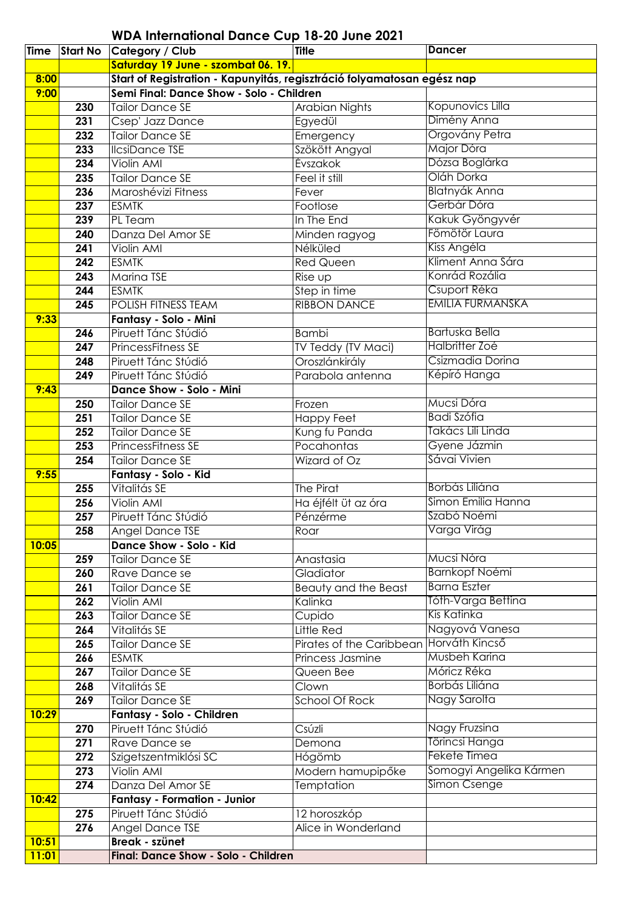## WDA International Dance Cup 18-20 June 2021

| Time | Start No | Category / Club | Title | Dancer |
|---|---|---|---|---|
| | | Saturday 19 June - szombat 06. 19. | | |
| 8:00 | | Start of Registration - Kapunyitás, regisztráció folyamatosan egész nap | | |
| 9:00 | | Semi Final: Dance Show - Solo - Children | | |
| | 230 | Tailor Dance SE | Arabian Nights | Kopunovics Lilla |
| | 231 | Csep' Jazz Dance | Egyedül | Dimény Anna |
| | 232 | Tailor Dance SE | Emergency | Orgovány Petra |
| | 233 | IlcsiDance TSE | Szökött Angyal | Major Dóra |
| | 234 | Violin AMI | Évszakok | Dózsa Boglárka |
| | 235 | Tailor Dance SE | Feel it still | Oláh Dorka |
| | 236 | Maroshévizi Fitness | Fever | Blatnyák Anna |
| | 237 | ESMTK | Footlose | Gerbár Dóra |
| | 239 | PL Team | In The End | Kakuk Gyöngyvér |
| | 240 | Danza Del Amor SE | Minden ragyog | Fömötör Laura |
| | 241 | Violin AMI | Nélküled | Kiss Angéla |
| | 242 | ESMTK | Red Queen | Kliment Anna Sára |
| | 243 | Marina TSE | Rise up | Konrád Rozália |
| | 244 | ESMTK | Step in time | Csuport Réka |
| | 245 | POLISH FITNESS TEAM | RIBBON DANCE | EMILIA FURMANSKA |
| 9:33 | | Fantasy - Solo - Mini | | |
| | 246 | Piruett Tánc Stúdió | Bambi | Bartuska Bella |
| | 247 | PrincessFitness SE | TV Teddy (TV Maci) | Halbritter Zoé |
| | 248 | Piruett Tánc Stúdió | Oroszlánkirály | Csizmadia Dorina |
| | 249 | Piruett Tánc Stúdió | Parabola antenna | Képíró Hanga |
| 9:43 | | Dance Show - Solo - Mini | | |
| | 250 | Tailor Dance SE | Frozen | Mucsi Dóra |
| | 251 | Tailor Dance SE | Happy Feet | Badi Szófia |
| | 252 | Tailor Dance SE | Kung fu Panda | Takács Lili Linda |
| | 253 | PrincessFitness SE | Pocahontas | Gyene Jázmin |
| | 254 | Tailor Dance SE | Wizard of Oz | Sávai Vivien |
| 9:55 | | Fantasy - Solo - Kid | | |
| | 255 | Vitalitás SE | The Pirat | Borbás Liliána |
| | 256 | Violin AMI | Ha éjfélt üt az óra | Simon Emilia Hanna |
| | 257 | Piruett Tánc Stúdió | Pénzérme | Szabó Noémi |
| | 258 | Angel Dance TSE | Roar | Varga Virág |
| 10:05 | | Dance Show - Solo - Kid | | |
| | 259 | Tailor Dance SE | Anastasia | Mucsi Nóra |
| | 260 | Rave Dance se | Gladiator | Barnkopf Noémi |
| | 261 | Tailor Dance SE | Beauty and the Beast | Barna Eszter |
| | 262 | Violin AMI | Kalinka | Tóth-Varga Bettina |
| | 263 | Tailor Dance SE | Cupido | Kis Katinka |
| | 264 | Vitalitás SE | Little Red | Nagyová Vanesa |
| | 265 | Tailor Dance SE | Pirates of the Caribbean | Horváth Kincső |
| | 266 | ESMTK | Princess Jasmine | Musbeh Karina |
| | 267 | Tailor Dance SE | Queen Bee | Móricz Réka |
| | 268 | Vitalitás SE | Clown | Borbás Liliána |
| | 269 | Tailor Dance SE | School Of Rock | Nagy Sarolta |
| 10:29 | | Fantasy - Solo - Children | | |
| | 270 | Piruett Tánc Stúdió | Csúzli | Nagy Fruzsina |
| | 271 | Rave Dance se | Demona | Törincsi Hanga |
| | 272 | Szigetszentmiklósi SC | Hógömb | Fekete Tímea |
| | 273 | Violin AMI | Modern hamupipőke | Somogyi Angelika Kármen |
| | 274 | Danza Del Amor SE | Temptation | Simon Csenge |
| 10:42 | | Fantasy - Formation - Junior | | |
| | 275 | Piruett Tánc Stúdió | 12 horoszkóp | |
| | 276 | Angel Dance TSE | Alice in Wonderland | |
| 10:51 | | Break - szünet | | |
| 11:01 | | Final: Dance Show - Solo - Children | | |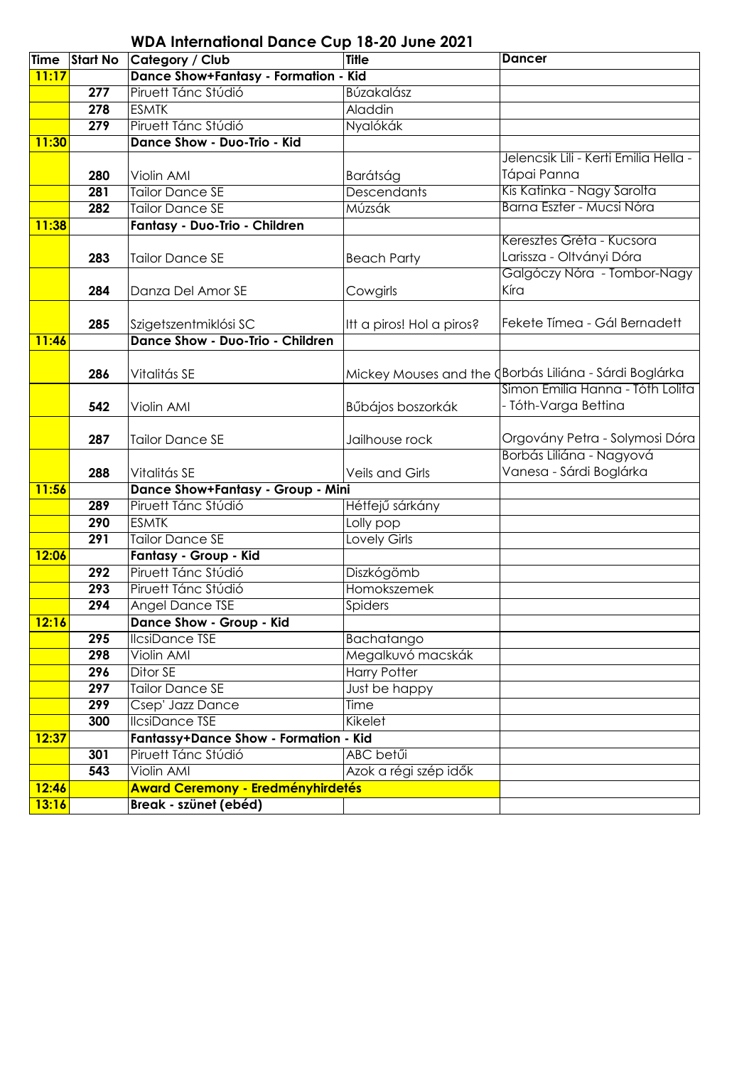## WDA International Dance Cup 18-20 June 2021

| Time | Start No | Category / Club | Title | Dancer |
|---|---|---|---|---|
| 11:17 | | **Dance Show+Fantasy - Formation - Kid** | | |
| | 277 | Piruett Tánc Stúdió | Búzakalász | |
| | 278 | ESMTK | Aladdin | |
| | 279 | Piruett Tánc Stúdió | Nyalókák | |
| 11:30 | | **Dance Show - Duo-Trio - Kid** | | |
| | 280 | Violin AMI | Barátság | Jelencsik Lili - Kerti Emilia Hella - Tápai Panna |
| | 281 | Tailor Dance SE | Descendants | Kis Katinka - Nagy Sarolta |
| | 282 | Tailor Dance SE | Múzsák | Barna Eszter - Mucsi Nóra |
| 11:38 | | **Fantasy - Duo-Trio - Children** | | |
| | 283 | Tailor Dance SE | Beach Party | Keresztes Gréta - Kucsora Larissza - Oltványi Dóra |
| | 284 | Danza Del Amor SE | Cowgirls | Galgóczy Nóra - Tombor-Nagy Kíra |
| | 285 | Szigetszentmiklósi SC | Itt a piros! Hol a piros? | Fekete Tímea - Gál Bernadett |
| 11:46 | | **Dance Show - Duo-Trio - Children** | | |
| | 286 | Vitalitás SE | Mickey Mouses and the ( | Borbás Liliána - Sárdi Boglárka |
| | 542 | Violin AMI | Bűbájos boszorkák | Simon Emilia Hanna - Tóth Lolita - Tóth-Varga Bettina |
| | 287 | Tailor Dance SE | Jailhouse rock | Orgovány Petra - Solymosi Dóra |
| | 288 | Vitalitás SE | Veils and Girls | Borbás Liliána - Nagyová Vanesa - Sárdi Boglárka |
| 11:56 | | **Dance Show+Fantasy - Group - Mini** | | |
| | 289 | Piruett Tánc Stúdió | Hétfejű sárkány | |
| | 290 | ESMTK | Lolly pop | |
| | 291 | Tailor Dance SE | Lovely Girls | |
| 12:06 | | **Fantasy - Group - Kid** | | |
| | 292 | Piruett Tánc Stúdió | Diszkógömb | |
| | 293 | Piruett Tánc Stúdió | Homokszemek | |
| | 294 | Angel Dance TSE | Spiders | |
| 12:16 | | **Dance Show - Group - Kid** | | |
| | 295 | IlcsiDance TSE | Bachatango | |
| | 298 | Violin AMI | Megalkuvó macskák | |
| | 296 | Ditor SE | Harry Potter | |
| | 297 | Tailor Dance SE | Just be happy | |
| | 299 | Csep' Jazz Dance | Time | |
| | 300 | IlcsiDance TSE | Kikelet | |
| 12:37 | | **Fantassy+Dance Show - Formation - Kid** | | |
| | 301 | Piruett Tánc Stúdió | ABC betűi | |
| | 543 | Violin AMI | Azok a régi szép idők | |
| 12:46 | | **Award Ceremony - Eredményhirdetés** | | |
| 13:16 | | **Break - szünet (ebéd)** | | |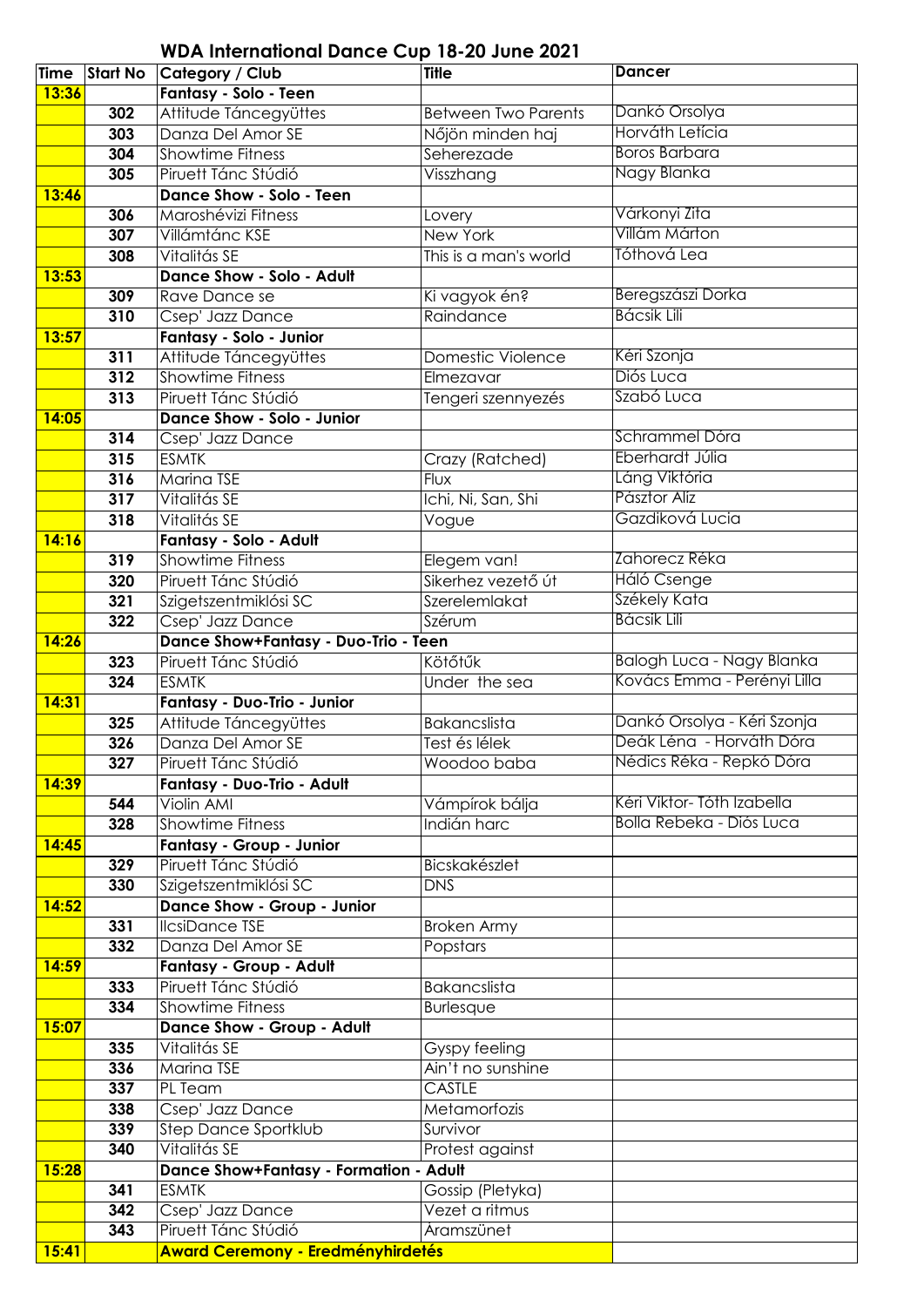# WDA International Dance Cup 18-20 June 2021

| Time | Start No | Category / Club | Title | Dancer |
|---|---|---|---|---|
| 13:36 | | **Fantasy - Solo - Teen** | | |
| | 302 | Attitude Táncegyüttes | Between Two Parents | Dankó Orsolya |
| | 303 | Danza Del Amor SE | Nőjön minden haj | Horváth Letícia |
| | 304 | Showtime Fitness | Seherezade | Boros Barbara |
| | 305 | Piruett Tánc Stúdió | Visszhang | Nagy Blanka |
| 13:46 | | **Dance Show - Solo - Teen** | | |
| | 306 | Maroshévizi Fitness | Lovery | Várkonyi Zita |
| | 307 | Villámtánc KSE | New York | Villám Márton |
| | 308 | Vitalitás SE | This is a man's world | Tóthová Lea |
| 13:53 | | **Dance Show - Solo - Adult** | | |
| | 309 | Rave Dance se | Ki vagyok én? | Beregszászi Dorka |
| | 310 | Csep' Jazz Dance | Raindance | Bácsik Lili |
| 13:57 | | **Fantasy - Solo - Junior** | | |
| | 311 | Attitude Táncegyüttes | Domestic Violence | Kéri Szonja |
| | 312 | Showtime Fitness | Elmezavar | Diós Luca |
| | 313 | Piruett Tánc Stúdió | Tengeri szennyezés | Szabó Luca |
| 14:05 | | **Dance Show - Solo - Junior** | | |
| | 314 | Csep' Jazz Dance | | Schrammel Dóra |
| | 315 | ESMTK | Crazy (Ratched) | Eberhardt Júlia |
| | 316 | Marina TSE | Flux | Láng Viktória |
| | 317 | Vitalitás SE | Ichi, Ni, San, Shi | Pásztor Alíz |
| | 318 | Vitalitás SE | Vogue | Gazdiková Lucia |
| 14:16 | | **Fantasy - Solo - Adult** | | |
| | 319 | Showtime Fitness | Elegem van! | Zahorecz Réka |
| | 320 | Piruett Tánc Stúdió | Sikerhez vezető út | Háló Csenge |
| | 321 | Szigetszentmiklósi SC | Szerelemlakat | Székely Kata |
| | 322 | Csep' Jazz Dance | Szérum | Bácsik Lili |
| 14:26 | | **Dance Show+Fantasy - Duo-Trio - Teen** | | |
| | 323 | Piruett Tánc Stúdió | Kötőtűk | Balogh Luca - Nagy Blanka |
| | 324 | ESMTK | Under the sea | Kovács Emma - Perényi Lilla |
| 14:31 | | **Fantasy - Duo-Trio - Junior** | | |
| | 325 | Attitude Táncegyüttes | Bakancslista | Dankó Orsolya - Kéri Szonja |
| | 326 | Danza Del Amor SE | Test és lélek | Deák Léna - Horváth Dóra |
| | 327 | Piruett Tánc Stúdió | Woodoo baba | Nédics Réka - Repkó Dóra |
| 14:39 | | **Fantasy - Duo-Trio - Adult** | | |
| | 544 | Violin AMI | Vámpírok bálja | Kéri Viktor- Tóth Izabella |
| | 328 | Showtime Fitness | Indián harc | Bolla Rebeka - Diós Luca |
| 14:45 | | **Fantasy - Group - Junior** | | |
| | 329 | Piruett Tánc Stúdió | Bicskakészlet | |
| | 330 | Szigetszentmiklósi SC | DNS | |
| 14:52 | | **Dance Show - Group - Junior** | | |
| | 331 | IlcsiDance TSE | Broken Army | |
| | 332 | Danza Del Amor SE | Popstars | |
| 14:59 | | **Fantasy - Group - Adult** | | |
| | 333 | Piruett Tánc Stúdió | Bakancslista | |
| | 334 | Showtime Fitness | Burlesque | |
| 15:07 | | **Dance Show - Group - Adult** | | |
| | 335 | Vitalitás SE | Gyspy feeling | |
| | 336 | Marina TSE | Ain't no sunshine | |
| | 337 | PL Team | CASTLE | |
| | 338 | Csep' Jazz Dance | Metamorfozis | |
| | 339 | Step Dance Sportklub | Survivor | |
| | 340 | Vitalitás SE | Protest against | |
| 15:28 | | **Dance Show+Fantasy - Formation - Adult** | | |
| | 341 | ESMTK | Gossip (Pletyka) | |
| | 342 | Csep' Jazz Dance | Vezet a ritmus | |
| | 343 | Piruett Tánc Stúdió | Áramszünet | |
| 15:41 | | **Award Ceremony - Eredményhirdetés** | | |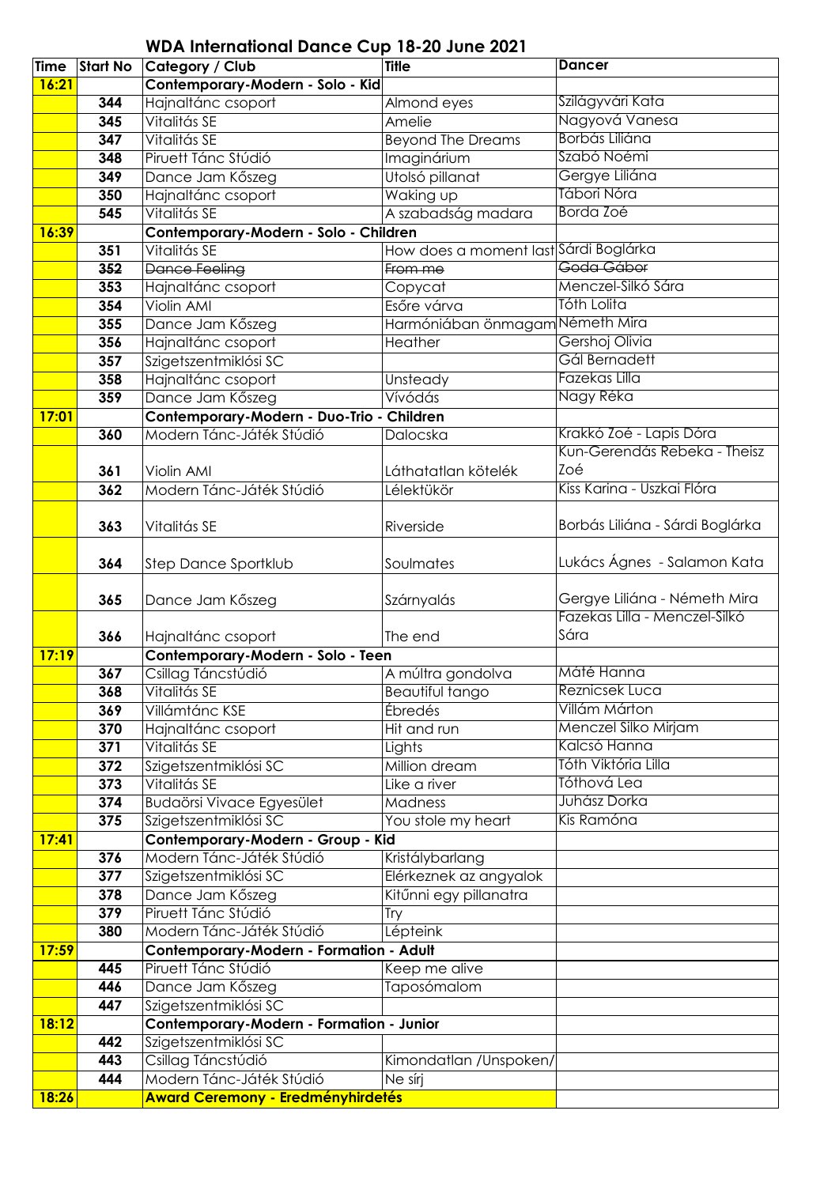# WDA International Dance Cup 18-20 June 2021

| Time | Start No | Category / Club | Title | Dancer |
|---|---|---|---|---|
| 16:21 | | Contemporary-Modern - Solo - Kid | | |
| | 344 | Hajnaltánc csoport | Almond eyes | Szilágyvári Kata |
| | 345 | Vitalitás SE | Amelie | Nagyová Vanesa |
| | 347 | Vitalitás SE | Beyond The Dreams | Borbás Liliána |
| | 348 | Piruett Tánc Stúdió | Imaginárium | Szabó Noémi |
| | 349 | Dance Jam Kőszeg | Utolsó pillanat | Gergye Liliána |
| | 350 | Hajnaltánc csoport | Waking up | Tábori Nóra |
| | 545 | Vitalitás SE | A szabadság madara | Borda Zoé |
| 16:39 | | Contemporary-Modern - Solo - Children | | |
| | 351 | Vitalitás SE | How does a moment last | Sárdi Boglárka |
| | ~~352~~ | ~~Dance Feeling~~ | ~~From me~~ | ~~Goda Gábor~~ |
| | 353 | Hajnaltánc csoport | Copycat | Menczel-Silkó Sára |
| | 354 | Violin AMI | Esőre várva | Tóth Lolita |
| | 355 | Dance Jam Kőszeg | Harmóniában önmagam | Németh Mira |
| | 356 | Hajnaltánc csoport | Heather | Gershoj Olivia |
| | 357 | Szigetszentmiklósi SC | | Gál Bernadett |
| | 358 | Hajnaltánc csoport | Unsteady | Fazekas Lilla |
| | 359 | Dance Jam Kőszeg | Vívódás | Nagy Réka |
| 17:01 | | Contemporary-Modern - Duo-Trio - Children | | |
| | 360 | Modern Tánc-Játék Stúdió | Dalocska | Krakkó Zoé - Lapis Dóra |
| | 361 | Violin AMI | Láthatatlan kötelék | Kun-Gerendás Rebeka - Theisz Zoé |
| | 362 | Modern Tánc-Játék Stúdió | Lélektükör | Kiss Karina - Uszkai Flóra |
| | 363 | Vitalitás SE | Riverside | Borbás Liliána - Sárdi Boglárka |
| | 364 | Step Dance Sportklub | Soulmates | Lukács Ágnes - Salamon Kata |
| | 365 | Dance Jam Kőszeg | Szárnyalás | Gergye Liliána - Németh Mira |
| | 366 | Hajnaltánc csoport | The end | Fazekas Lilla - Menczel-Silkó Sára |
| 17:19 | | Contemporary-Modern - Solo - Teen | | |
| | 367 | Csillag Táncstúdió | A múltra gondolva | Máté Hanna |
| | 368 | Vitalitás SE | Beautiful tango | Reznicsek Luca |
| | 369 | Villámtánc KSE | Ébredés | Villám Márton |
| | 370 | Hajnaltánc csoport | Hit and run | Menczel Silko Mirjam |
| | 371 | Vitalitás SE | Lights | Kalcsó Hanna |
| | 372 | Szigetszentmiklósi SC | Million dream | Tóth Viktória Lilla |
| | 373 | Vitalitás SE | Like a river | Tóthová Lea |
| | 374 | Budaörsi Vivace Egyesület | Madness | Juhász Dorka |
| | 375 | Szigetszentmiklósi SC | You stole my heart | Kis Ramóna |
| 17:41 | | Contemporary-Modern - Group - Kid | | |
| | 376 | Modern Tánc-Játék Stúdió | Kristálybarlang | |
| | 377 | Szigetszentmiklósi SC | Elérkeznek az angyalok | |
| | 378 | Dance Jam Kőszeg | Kitűnni egy pillanatra | |
| | 379 | Piruett Tánc Stúdió | Try | |
| | 380 | Modern Tánc-Játék Stúdió | Lépteink | |
| 17:59 | | Contemporary-Modern - Formation - Adult | | |
| | 445 | Piruett Tánc Stúdió | Keep me alive | |
| | 446 | Dance Jam Kőszeg | Taposómalom | |
| | 447 | Szigetszentmiklósi SC | | |
| 18:12 | | Contemporary-Modern - Formation - Junior | | |
| | 442 | Szigetszentmiklósi SC | | |
| | 443 | Csillag Táncstúdió | Kimondatlan /Unspoken/ | |
| | 444 | Modern Tánc-Játék Stúdió | Ne sírj | |
| 18:26 | | Award Ceremony - Eredményhirdetés | | |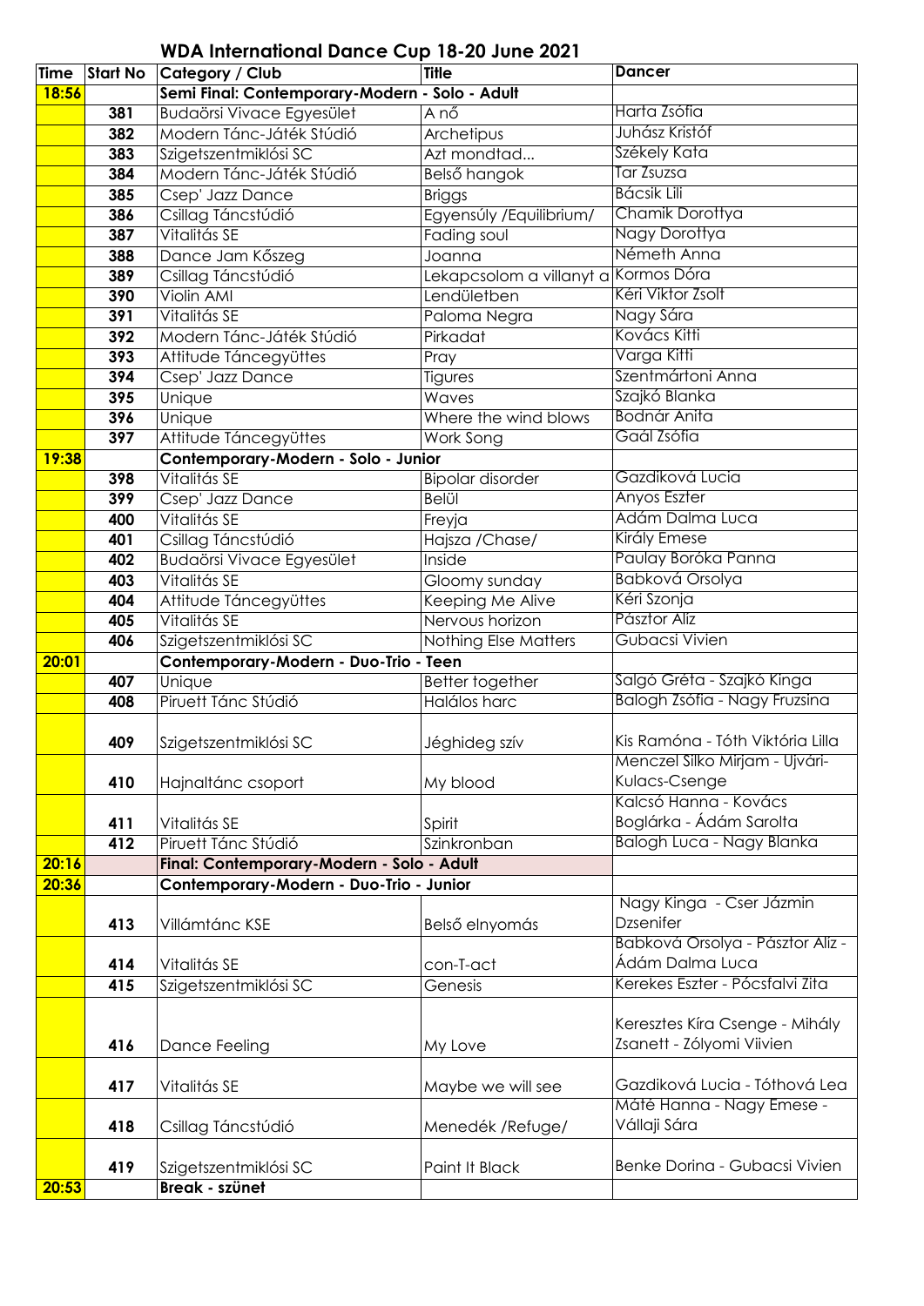## WDA International Dance Cup 18-20 June 2021

| Time | Start No | Category / Club | Title | Dancer |
|---|---|---|---|---|
| 18:56 | | **Semi Final: Contemporary-Modern - Solo - Adult** | | |
| | 381 | Budaörsi Vivace Egyesület | A nő | Harta Zsófia |
| | 382 | Modern Tánc-Játék Stúdió | Archetipus | Juhász Kristóf |
| | 383 | Szigetszentmiklósi SC | Azt mondtad... | Székely Kata |
| | 384 | Modern Tánc-Játék Stúdió | Belső hangok | Tar Zsuzsa |
| | 385 | Csep' Jazz Dance | Briggs | Bácsik Lili |
| | 386 | Csillag Táncstúdió | Egyensúly /Equilibrium/ | Chamik Dorottya |
| | 387 | Vitalitás SE | Fading soul | Nagy Dorottya |
| | 388 | Dance Jam Kőszeg | Joanna | Németh Anna |
| | 389 | Csillag Táncstúdió | Lekapcsolom a villanyt a | Kormos Dóra |
| | 390 | Violin AMI | Lendületben | Kéri Viktor Zsolt |
| | 391 | Vitalitás SE | Paloma Negra | Nagy Sára |
| | 392 | Modern Tánc-Játék Stúdió | Pirkadat | Kovács Kitti |
| | 393 | Attitude Táncegyüttes | Pray | Varga Kitti |
| | 394 | Csep' Jazz Dance | Tigures | Szentmártoni Anna |
| | 395 | Unique | Waves | Szajkó Blanka |
| | 396 | Unique | Where the wind blows | Bodnár Anita |
| | 397 | Attitude Táncegyüttes | Work Song | Gaál Zsófia |
| 19:38 | | **Contemporary-Modern - Solo - Junior** | | |
| | 398 | Vitalitás SE | Bipolar disorder | Gazdiková Lucia |
| | 399 | Csep' Jazz Dance | Belül | Anyos Eszter |
| | 400 | Vitalitás SE | Freyja | Ádám Dalma Luca |
| | 401 | Csillag Táncstúdió | Hajsza /Chase/ | Király Emese |
| | 402 | Budaörsi Vivace Egyesület | Inside | Paulay Boróka Panna |
| | 403 | Vitalitás SE | Gloomy sunday | Babková Orsolya |
| | 404 | Attitude Táncegyüttes | Keeping Me Alive | Kéri Szonja |
| | 405 | Vitalitás SE | Nervous horizon | Pásztor Alíz |
| | 406 | Szigetszentmiklósi SC | Nothing Else Matters | Gubacsi Vivien |
| 20:01 | | **Contemporary-Modern - Duo-Trio - Teen** | | |
| | 407 | Unique | Better together | Salgó Gréta - Szajkó Kinga |
| | 408 | Piruett Tánc Stúdió | Halálos harc | Balogh Zsófia - Nagy Fruzsina |
| | 409 | Szigetszentmiklósi SC | Jéghideg szív | Kis Ramóna - Tóth Viktória Lilla |
| | 410 | Hajnaltánc csoport | My blood | Menczel Silko Mirjam - Ujvári-Kulacs-Csenge |
| | 411 | Vitalitás SE | Spirit | Kalcsó Hanna - Kovács Boglárka - Ádám Sarolta |
| | 412 | Piruett Tánc Stúdió | Szinkronban | Balogh Luca - Nagy Blanka |
| 20:16 | | **Final: Contemporary-Modern - Solo - Adult** | | |
| 20:36 | | **Contemporary-Modern - Duo-Trio - Junior** | | |
| | 413 | Villámtánc KSE | Belső elnyomás | Nagy Kinga - Cser Jázmin Dzsenifer |
| | 414 | Vitalitás SE | con-T-act | Babková Orsolya - Pásztor Alíz - Ádám Dalma Luca |
| | 415 | Szigetszentmiklósi SC | Genesis | Kerekes Eszter - Pócsfalvi Zita |
| | 416 | Dance Feeling | My Love | Keresztes Kíra Csenge - Mihály Zsanett - Zólyomi Viivien |
| | 417 | Vitalitás SE | Maybe we will see | Gazdiková Lucia - Tóthová Lea |
| | 418 | Csillag Táncstúdió | Menedék /Refuge/ | Máté Hanna - Nagy Emese - Vállaji Sára |
| | 419 | Szigetszentmiklósi SC | Paint It Black | Benke Dorina - Gubacsi Vivien |
| 20:53 | | **Break - szünet** | | |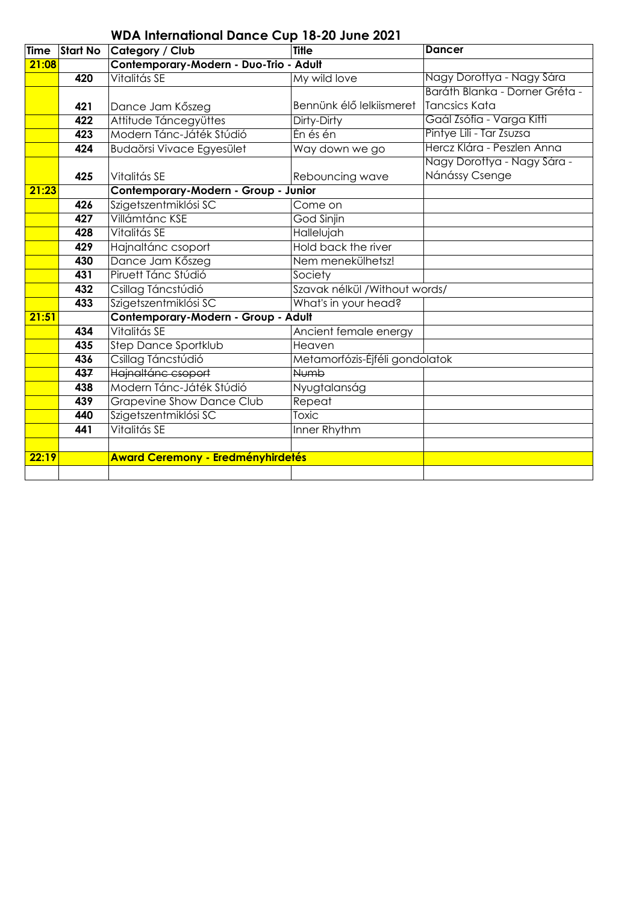# WDA International Dance Cup 18-20 June 2021

| Time | Start No | Category / Club | Title | Dancer |
| --- | --- | --- | --- | --- |
| 21:08 | | **Contemporary-Modern - Duo-Trio - Adult** | | |
| | 420 | Vitalitás SE | My wild love | Nagy Dorottya - Nagy Sára |
| | 421 | Dance Jam Kőszeg | Bennünk élő lelkiismeret | Baráth Blanka - Dorner Gréta - Tancsics Kata |
| | 422 | Attitude Táncegyüttes | Dirty-Dirty | Gaál Zsófia - Varga Kitti |
| | 423 | Modern Tánc-Játék Stúdió | Én és én | Pintye Lili - Tar Zsuzsa |
| | 424 | Budaörsi Vivace Egyesület | Way down we go | Hercz Klára - Peszlen Anna |
| | 425 | Vitalitás SE | Rebouncing wave | Nagy Dorottya - Nagy Sára - Nánássy Csenge |
| 21:23 | | **Contemporary-Modern - Group - Junior** | | |
| | 426 | Szigetszentmiklósi SC | Come on | |
| | 427 | Villámtánc KSE | God Sinjin | |
| | 428 | Vitalitás SE | Hallelujah | |
| | 429 | Hajnaltánc csoport | Hold back the river | |
| | 430 | Dance Jam Kőszeg | Nem menekülhetsz! | |
| | 431 | Piruett Tánc Stúdió | Society | |
| | 432 | Csillag Táncstúdió | Szavak nélkül /Without words/ | |
| | 433 | Szigetszentmiklósi SC | What's in your head? | |
| 21:51 | | **Contemporary-Modern - Group - Adult** | | |
| | 434 | Vitalitás SE | Ancient female energy | |
| | 435 | Step Dance Sportklub | Heaven | |
| | 436 | Csillag Táncstúdió | Metamorfózis-Éjféli gondolatok | |
| | ~~437~~ | ~~Hajnaltánc csoport~~ | ~~Numb~~ | |
| | 438 | Modern Tánc-Játék Stúdió | Nyugtalanság | |
| | 439 | Grapevine Show Dance Club | Repeat | |
| | 440 | Szigetszentmiklósi SC | Toxic | |
| | 441 | Vitalitás SE | Inner Rhythm | |
| | | | | |
| 22:19 | | **Award Ceremony - Eredményhirdetés** | | |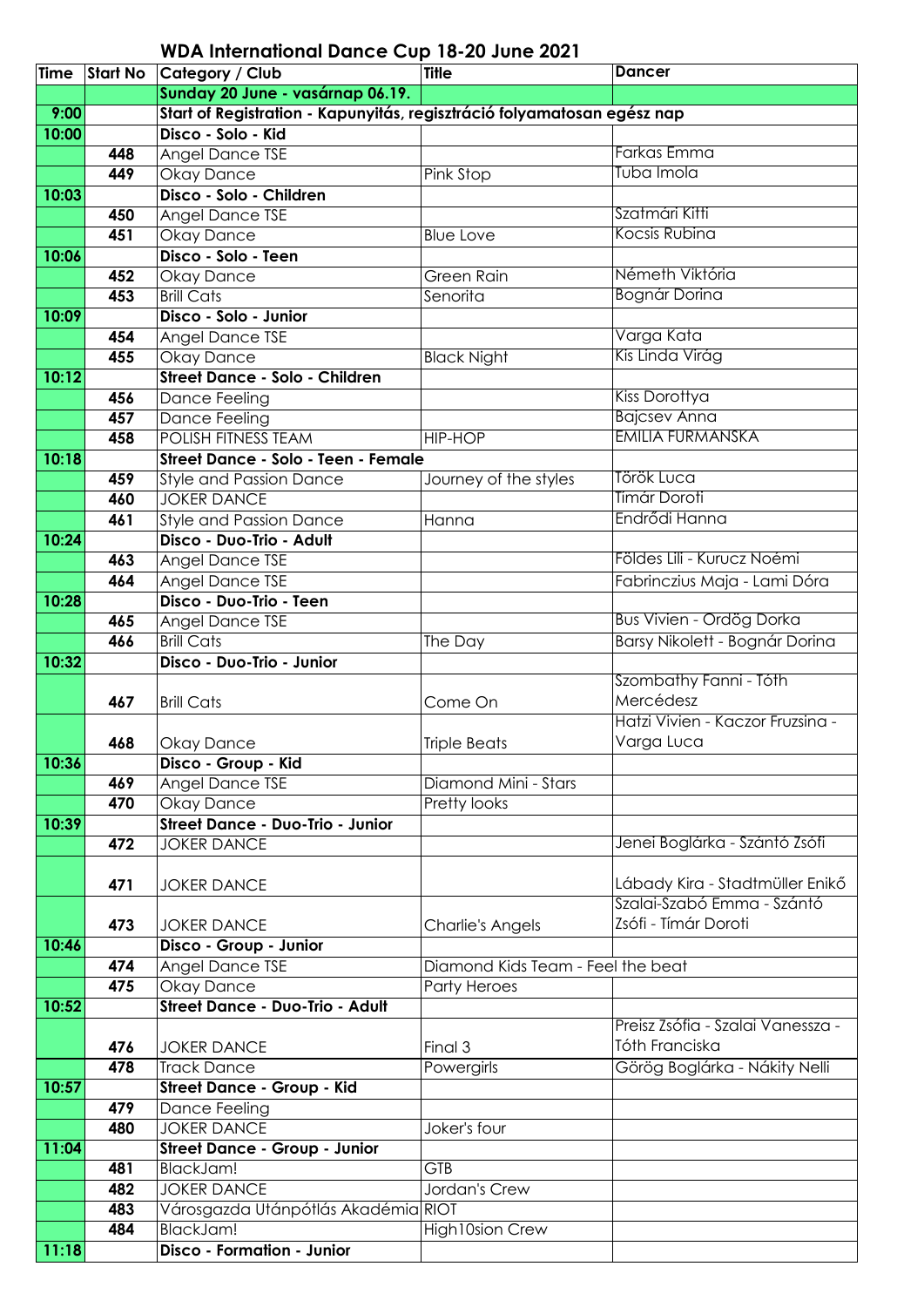# WDA International Dance Cup 18-20 June 2021

| Time | Start No | Category / Club | Title | Dancer |
|---|---|---|---|---|
| | | **Sunday 20 June - vasárnap 06.19.** | | |
| 9:00 | | **Start of Registration - Kapunyitás, regisztráció folyamatosan egész nap** | | |
| 10:00 | | **Disco - Solo - Kid** | | |
| | 448 | Angel Dance TSE | | Farkas Emma |
| | 449 | Okay Dance | Pink Stop | Tuba Imola |
| 10:03 | | **Disco - Solo - Children** | | |
| | 450 | Angel Dance TSE | | Szatmári Kitti |
| | 451 | Okay Dance | Blue Love | Kocsis Rubina |
| 10:06 | | **Disco - Solo - Teen** | | |
| | 452 | Okay Dance | Green Rain | Németh Viktória |
| | 453 | Brill Cats | Senorita | Bognár Dorina |
| 10:09 | | **Disco - Solo - Junior** | | |
| | 454 | Angel Dance TSE | | Varga Kata |
| | 455 | Okay Dance | Black Night | Kis Linda Virág |
| 10:12 | | **Street Dance - Solo - Children** | | |
| | 456 | Dance Feeling | | Kiss Dorottya |
| | 457 | Dance Feeling | | Bajcsev Anna |
| | 458 | POLISH FITNESS TEAM | HIP-HOP | EMILIA FURMANSKA |
| 10:18 | | **Street Dance - Solo - Teen - Female** | | |
| | 459 | Style and Passion Dance | Journey of the styles | Török Luca |
| | 460 | JOKER DANCE | | Tímár Doroti |
| | 461 | Style and Passion Dance | Hanna | Endrődi Hanna |
| 10:24 | | **Disco - Duo-Trio - Adult** | | |
| | 463 | Angel Dance TSE | | Földes Lili - Kurucz Noémi |
| | 464 | Angel Dance TSE | | Fabrinczius Maja - Lami Dóra |
| 10:28 | | **Disco - Duo-Trio - Teen** | | |
| | 465 | Angel Dance TSE | | Bus Vivien - Ördög Dorka |
| | 466 | Brill Cats | The Day | Barsy Nikolett - Bognár Dorina |
| 10:32 | | **Disco - Duo-Trio - Junior** | | |
| | 467 | Brill Cats | Come On | Szombathy Fanni - Tóth Mercédesz |
| | 468 | Okay Dance | Triple Beats | Hatzi Vivien - Kaczor Fruzsina - Varga Luca |
| 10:36 | | **Disco - Group - Kid** | | |
| | 469 | Angel Dance TSE | Diamond Mini - Stars | |
| | 470 | Okay Dance | Pretty looks | |
| 10:39 | | **Street Dance - Duo-Trio - Junior** | | |
| | 472 | JOKER DANCE | | Jenei Boglárka - Szántó Zsófi |
| | 471 | JOKER DANCE | | Lábady Kira - Stadtmüller Enikő |
| | 473 | JOKER DANCE | Charlie's Angels | Szalai-Szabó Emma - Szántó Zsófi - Tímár Doroti |
| 10:46 | | **Disco - Group - Junior** | | |
| | 474 | Angel Dance TSE | Diamond Kids Team - Feel the beat | |
| | 475 | Okay Dance | Party Heroes | |
| 10:52 | | **Street Dance - Duo-Trio - Adult** | | |
| | 476 | JOKER DANCE | Final 3 | Preisz Zsófia - Szalai Vanessza - Tóth Franciska |
| | 478 | Track Dance | Powergirls | Görög Boglárka - Nákity Nelli |
| 10:57 | | **Street Dance - Group - Kid** | | |
| | 479 | Dance Feeling | | |
| | 480 | JOKER DANCE | Joker's four | |
| 11:04 | | **Street Dance - Group - Junior** | | |
| | 481 | BlackJam! | GTB | |
| | 482 | JOKER DANCE | Jordan's Crew | |
| | 483 | Városgazda Utánpótlás Akadémia | RIOT | |
| | 484 | BlackJam! | High10sion Crew | |
| 11:18 | | **Disco - Formation - Junior** | | |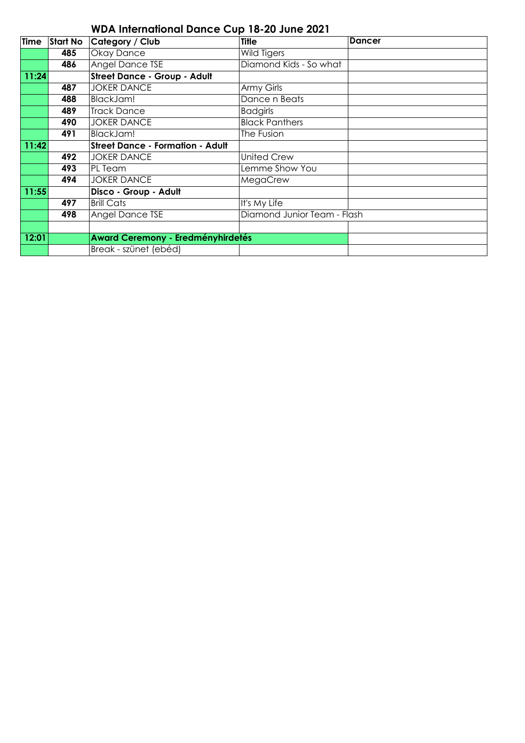## WDA International Dance Cup 18-20 June 2021

| Time | Start No | Category / Club | Title | Dancer |
|---|---|---|---|---|
| | 485 | Okay Dance | Wild Tigers | |
| | 486 | Angel Dance TSE | Diamond Kids - So what | |
| 11:24 | | **Street Dance - Group - Adult** | | |
| | 487 | JOKER DANCE | Army Girls | |
| | 488 | BlackJam! | Dance n Beats | |
| | 489 | Track Dance | Badgirls | |
| | 490 | JOKER DANCE | Black Panthers | |
| | 491 | BlackJam! | The Fusion | |
| 11:42 | | **Street Dance - Formation - Adult** | | |
| | 492 | JOKER DANCE | United Crew | |
| | 493 | PL Team | Lemme Show You | |
| | 494 | JOKER DANCE | MegaCrew | |
| 11:55 | | **Disco - Group - Adult** | | |
| | 497 | Brill Cats | It's My Life | |
| | 498 | Angel Dance TSE | Diamond Junior Team - Flash | |
| | | | | |
| 12:01 | | **Award Ceremony - Eredményhirdetés** | | |
| | | Break - szünet (ebéd) | | |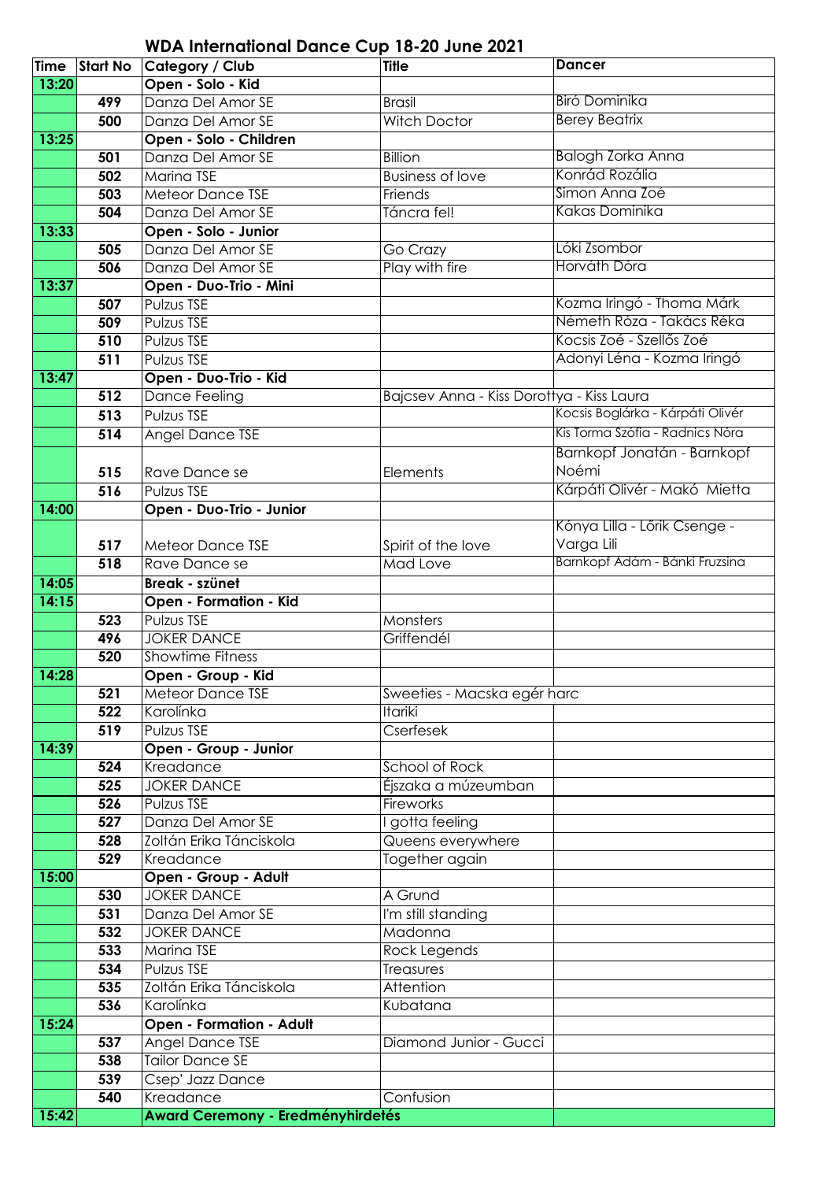## WDA International Dance Cup 18-20 June 2021

| Time | Start No | Category / Club | Title | Dancer |
|---|---|---|---|---|
| 13:20 | | Open - Solo - Kid | | |
| | 499 | Danza Del Amor SE | Brasil | Biró Dominika |
| | 500 | Danza Del Amor SE | Witch Doctor | Berey Beatrix |
| 13:25 | | Open - Solo - Children | | |
| | 501 | Danza Del Amor SE | Billion | Balogh Zorka Anna |
| | 502 | Marina TSE | Business of love | Konrád Rozália |
| | 503 | Meteor Dance TSE | Friends | Simon Anna Zoé |
| | 504 | Danza Del Amor SE | Táncra fel! | Kakas Dominika |
| 13:33 | | Open - Solo - Junior | | |
| | 505 | Danza Del Amor SE | Go Crazy | Lóki Zsombor |
| | 506 | Danza Del Amor SE | Play with fire | Horváth Dóra |
| 13:37 | | Open - Duo-Trio - Mini | | |
| | 507 | Pulzus TSE | | Kozma Iringó - Thoma Márk |
| | 509 | Pulzus TSE | | Németh Róza - Takács Réka |
| | 510 | Pulzus TSE | | Kocsis Zoé - Szellős Zoé |
| | 511 | Pulzus TSE | | Adonyi Léna - Kozma Iringó |
| 13:47 | | Open - Duo-Trio - Kid | | |
| | 512 | Dance Feeling | Bajcsev Anna - Kiss Dorottya - Kiss Laura | |
| | 513 | Pulzus TSE | | Kocsis Boglárka - Kárpáti Olivér |
| | 514 | Angel Dance TSE | | Kis Torma Szófia - Radnics Nóra |
| | 515 | Rave Dance se | Elements | Barnkopf Jonatán - Barnkopf Noémi |
| | 516 | Pulzus TSE | | Kárpáti Olivér - Makó Mietta |
| 14:00 | | Open - Duo-Trio - Junior | | |
| | 517 | Meteor Dance TSE | Spirit of the love | Kónya Lilla - Lőrik Csenge - Varga Lili |
| | 518 | Rave Dance se | Mad Love | Barnkopf Adám - Bánki Fruzsina |
| 14:05 | | Break - szünet | | |
| 14:15 | | Open - Formation - Kid | | |
| | 523 | Pulzus TSE | Monsters | |
| | 496 | JOKER DANCE | Griffendél | |
| | 520 | Showtime Fitness | | |
| 14:28 | | Open - Group - Kid | | |
| | 521 | Meteor Dance TSE | Sweeties - Macska egér harc | |
| | 522 | Karolínka | Itariki | |
| | 519 | Pulzus TSE | Cserfesek | |
| 14:39 | | Open - Group - Junior | | |
| | 524 | Kreadance | School of Rock | |
| | 525 | JOKER DANCE | Éjszaka a múzeumban | |
| | 526 | Pulzus TSE | Fireworks | |
| | 527 | Danza Del Amor SE | I gotta feeling | |
| | 528 | Zoltán Erika Tánciskola | Queens everywhere | |
| | 529 | Kreadance | Together again | |
| 15:00 | | Open - Group - Adult | | |
| | 530 | JOKER DANCE | A Grund | |
| | 531 | Danza Del Amor SE | I'm still standing | |
| | 532 | JOKER DANCE | Madonna | |
| | 533 | Marina TSE | Rock Legends | |
| | 534 | Pulzus TSE | Treasures | |
| | 535 | Zoltán Erika Tánciskola | Attention | |
| | 536 | Karolínka | Kubatana | |
| 15:24 | | Open - Formation - Adult | | |
| | 537 | Angel Dance TSE | Diamond Junior - Gucci | |
| | 538 | Tailor Dance SE | | |
| | 539 | Csep' Jazz Dance | | |
| | 540 | Kreadance | Confusion | |
| 15:42 | | Award Ceremony - Eredményhirdetés | | |